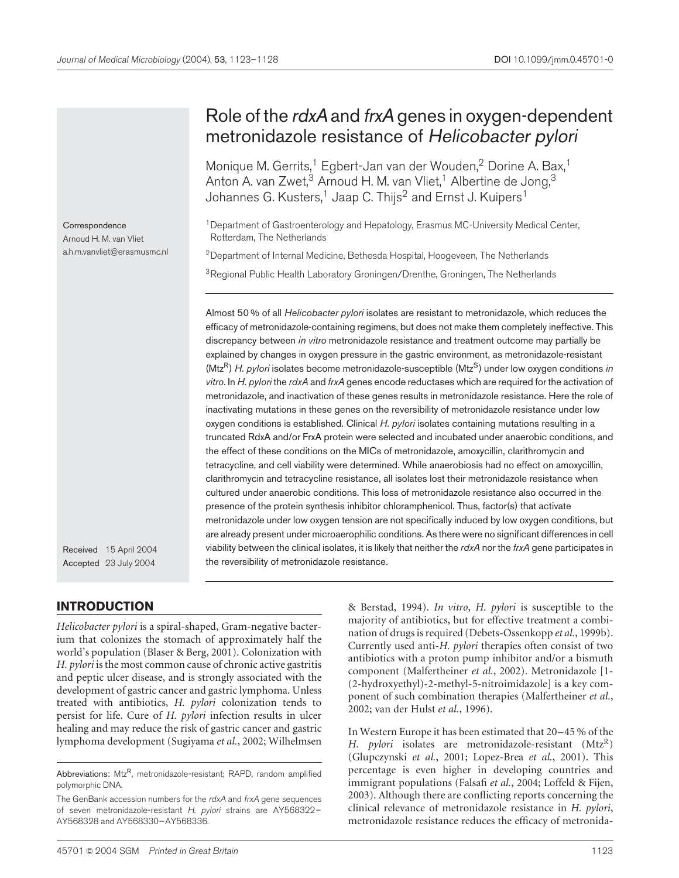# Role of the *rdxA* and *frxA* genes in oxygen-dependent metronidazole resistance of *Helicobacter pylori*

Monique M. Gerrits,[1] Egbert-Jan van der Wouden,[2] Dorine A. Bax,[1] Anton A. van Zwet,[3] Arnoud H. M. van Vliet,[1] Albertine de Jong,[3] Johannes G. Kusters,[1] Jaap C. Thijs[2] and Ernst J. Kuipers[1]

[1]Department of Gastroenterology and Hepatology, Erasmus MC-University Medical Center, Rotterdam, The Netherlands

[2]Department of Internal Medicine, Bethesda Hospital, Hoogeveen, The Netherlands

[3]Regional Public Health Laboratory Groningen/Drenthe, Groningen, The Netherlands

Correspondence
Arnoud H. M. van Vliet
a.h.m.vanvliet@erasmusmc.nl

Received 15 April 2004
Accepted 23 July 2004

Almost 50 % of all *Helicobacter pylori* isolates are resistant to metronidazole, which reduces the efficacy of metronidazole-containing regimens, but does not make them completely ineffective. This discrepancy between *in vitro* metronidazole resistance and treatment outcome may partially be explained by changes in oxygen pressure in the gastric environment, as metronidazole-resistant ($Mtz^R$) *H. pylori* isolates become metronidazole-susceptible ($Mtz^S$) under low oxygen conditions *in vitro*. In *H. pylori* the *rdxA* and *frxA* genes encode reductases which are required for the activation of metronidazole, and inactivation of these genes results in metronidazole resistance. Here the role of inactivating mutations in these genes on the reversibility of metronidazole resistance under low oxygen conditions is established. Clinical *H. pylori* isolates containing mutations resulting in a truncated RdxA and/or FrxA protein were selected and incubated under anaerobic conditions, and the effect of these conditions on the MICs of metronidazole, amoxycillin, clarithromycin and tetracycline, and cell viability were determined. While anaerobiosis had no effect on amoxycillin, clarithromycin and tetracycline resistance, all isolates lost their metronidazole resistance when cultured under anaerobic conditions. This loss of metronidazole resistance also occurred in the presence of the protein synthesis inhibitor chloramphenicol. Thus, factor(s) that activate metronidazole under low oxygen tension are not specifically induced by low oxygen conditions, but are already present under microaerophilic conditions. As there were no significant differences in cell viability between the clinical isolates, it is likely that neither the *rdxA* nor the *frxA* gene participates in the reversibility of metronidazole resistance.

## INTRODUCTION

*Helicobacter pylori* is a spiral-shaped, Gram-negative bacterium that colonizes the stomach of approximately half the world's population (Blaser & Berg, 2001). Colonization with *H. pylori* is the most common cause of chronic active gastritis and peptic ulcer disease, and is strongly associated with the development of gastric cancer and gastric lymphoma. Unless treated with antibiotics, *H. pylori* colonization tends to persist for life. Cure of *H. pylori* infection results in ulcer healing and may reduce the risk of gastric cancer and gastric lymphoma development (Sugiyama *et al.*, 2002; Wilhelmsen & Berstad, 1994). *In vitro*, *H. pylori* is susceptible to the majority of antibiotics, but for effective treatment a combination of drugs is required (Debets-Ossenkopp *et al.*, 1999b). Currently used anti-*H. pylori* therapies often consist of two antibiotics with a proton pump inhibitor and/or a bismuth component (Malfertheiner *et al.*, 2002). Metronidazole [1-(2-hydroxyethyl)-2-methyl-5-nitroimidazole] is a key component of such combination therapies (Malfertheiner *et al.*, 2002; van der Hulst *et al.*, 1996).

In Western Europe it has been estimated that 20–45 % of the *H. pylori* isolates are metronidazole-resistant ($Mtz^R$) (Glupczynski *et al.*, 2001; Lopez-Brea *et al.*, 2001). This percentage is even higher in developing countries and immigrant populations (Falsafi *et al.*, 2004; Loffeld & Fijen, 2003). Although there are conflicting reports concerning the clinical relevance of metronidazole resistance in *H. pylori*, metronidazole resistance reduces the efficacy of metronida-

Abbreviations: $Mtz^R$, metronidazole-resistant; RAPD, random amplified polymorphic DNA.

The GenBank accession numbers for the *rdxA* and *frxA* gene sequences of seven metronidazole-resistant *H. pylori* strains are AY568322–AY568328 and AY568330–AY568336.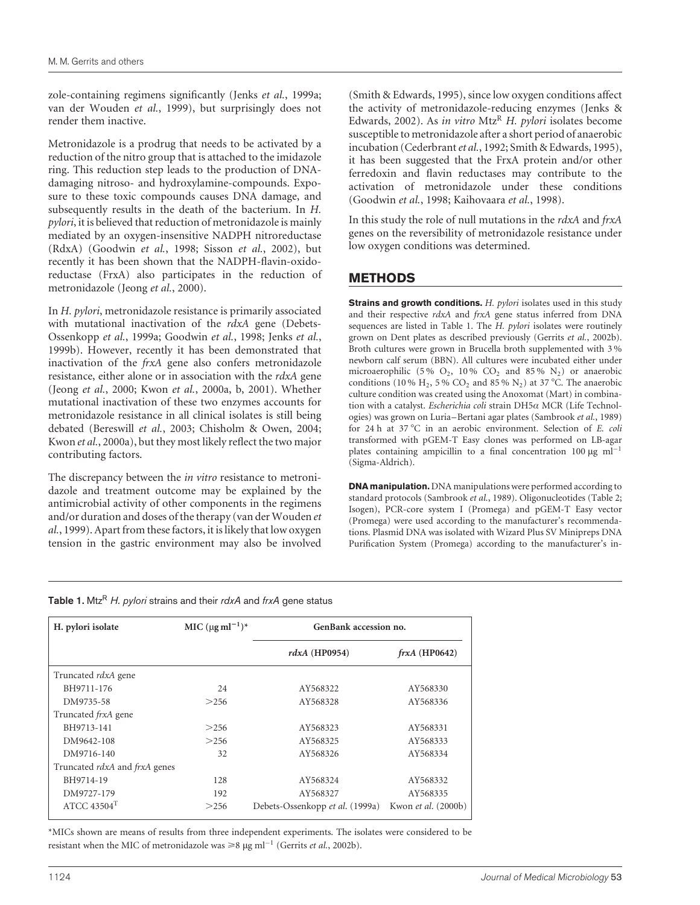zole-containing regimens significantly (Jenks *et al.*, 1999a; van der Wouden *et al.*, 1999), but surprisingly does not render them inactive.

Metronidazole is a prodrug that needs to be activated by a reduction of the nitro group that is attached to the imidazole ring. This reduction step leads to the production of DNA-damaging nitroso- and hydroxylamine-compounds. Exposure to these toxic compounds causes DNA damage, and subsequently results in the death of the bacterium. In *H. pylori*, it is believed that reduction of metronidazole is mainly mediated by an oxygen-insensitive NADPH nitroreductase (RdxA) (Goodwin *et al.*, 1998; Sisson *et al.*, 2002), but recently it has been shown that the NADPH-flavin-oxidoreductase (FrxA) also participates in the reduction of metronidazole (Jeong *et al.*, 2000).

In *H. pylori*, metronidazole resistance is primarily associated with mutational inactivation of the *rdxA* gene (Debets-Ossenkopp *et al.*, 1999a; Goodwin *et al.*, 1998; Jenks *et al.*, 1999b). However, recently it has been demonstrated that inactivation of the *frxA* gene also confers metronidazole resistance, either alone or in association with the *rdxA* gene (Jeong *et al.*, 2000; Kwon *et al.*, 2000a, b, 2001). Whether mutational inactivation of these two enzymes accounts for metronidazole resistance in all clinical isolates is still being debated (Bereswill *et al.*, 2003; Chisholm & Owen, 2004; Kwon *et al.*, 2000a), but they most likely reflect the two major contributing factors.

The discrepancy between the *in vitro* resistance to metronidazole and treatment outcome may be explained by the antimicrobial activity of other components in the regimens and/or duration and doses of the therapy (van der Wouden *et al.*, 1999). Apart from these factors, it is likely that low oxygen tension in the gastric environment may also be involved (Smith & Edwards, 1995), since low oxygen conditions affect the activity of metronidazole-reducing enzymes (Jenks & Edwards, 2002). As *in vitro* Mtz$^R$ *H. pylori* isolates become susceptible to metronidazole after a short period of anaerobic incubation (Cederbrant *et al.*, 1992; Smith & Edwards, 1995), it has been suggested that the FrxA protein and/or other ferredoxin and flavin reductases may contribute to the activation of metronidazole under these conditions (Goodwin *et al.*, 1998; Kaihovaara *et al.*, 1998).

In this study the role of null mutations in the *rdxA* and *frxA* genes on the reversibility of metronidazole resistance under low oxygen conditions was determined.

## METHODS

**Strains and growth conditions.** *H. pylori* isolates used in this study and their respective *rdxA* and *frxA* gene status inferred from DNA sequences are listed in Table 1. The *H. pylori* isolates were routinely grown on Dent plates as described previously (Gerrits *et al.*, 2002b). Broth cultures were grown in Brucella broth supplemented with 3 % newborn calf serum (BBN). All cultures were incubated either under microaerophilic (5 % $O_2$, 10 % $CO_2$ and 85 % $N_2$) or anaerobic conditions (10 % $H_2$, 5 % $CO_2$ and 85 % $N_2$) at 37 °C. The anaerobic culture condition was created using the Anoxomat (Mart) in combination with a catalyst. *Escherichia coli* strain DH5α MCR (Life Technologies) was grown on Luria–Bertani agar plates (Sambrook *et al.*, 1989) for 24 h at 37 °C in an aerobic environment. Selection of *E. coli* transformed with pGEM-T Easy clones was performed on LB-agar plates containing ampicillin to a final concentration 100 μg ml$^{-1}$ (Sigma-Aldrich).

**DNA manipulation.** DNA manipulations were performed according to standard protocols (Sambrook *et al.*, 1989). Oligonucleotides (Table 2; Isogen), PCR-core system I (Promega) and pGEM-T Easy vector (Promega) were used according to the manufacturer's recommendations. Plasmid DNA was isolated with Wizard Plus SV Minipreps DNA Purification System (Promega) according to the manufacturer's in-

**Table 1.** Mtz$^R$ *H. pylori* strains and their *rdxA* and *frxA* gene status

| H. pylori isolate | MIC (μg ml$^{-1}$)* | GenBank accession no. | |
|---|---|---|---|
| | | *rdxA* (HP0954) | *frxA* (HP0642) |
| Truncated *rdxA* gene | | | |
| BH9711-176 | 24 | AY568322 | AY568330 |
| DM9735-58 | >256 | AY568328 | AY568336 |
| Truncated *frxA* gene | | | |
| BH9713-141 | >256 | AY568323 | AY568331 |
| DM9642-108 | >256 | AY568325 | AY568333 |
| DM9716-140 | 32 | AY568326 | AY568334 |
| Truncated *rdxA* and *frxA* genes | | | |
| BH9714-19 | 128 | AY568324 | AY568332 |
| DM9727-179 | 192 | AY568327 | AY568335 |
| ATCC 43504$^T$ | >256 | Debets-Ossenkopp *et al.* (1999a) | Kwon *et al.* (2000b) |

*MICs shown are means of results from three independent experiments. The isolates were considered to be resistant when the MIC of metronidazole was ≥8 μg ml$^{-1}$ (Gerrits *et al.*, 2002b).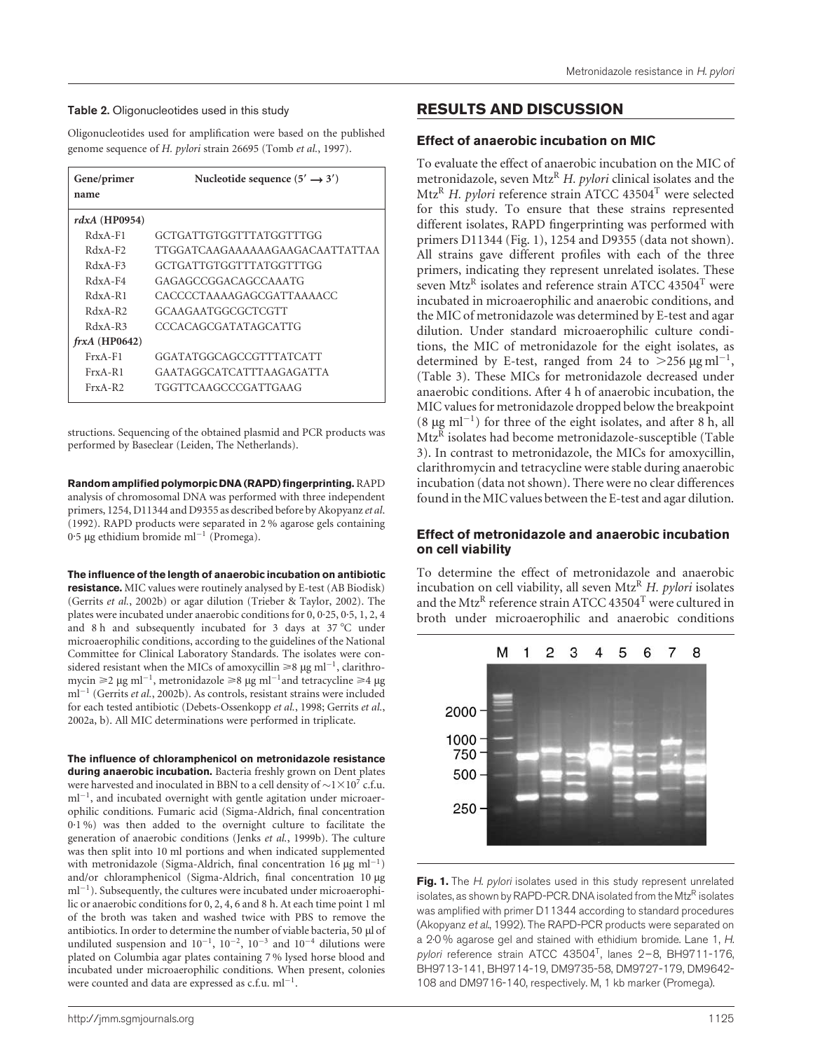**Table 2.** Oligonucleotides used in this study

Oligonucleotides used for amplification were based on the published genome sequence of *H. pylori* strain 26695 (Tomb *et al.*, 1997).

| Gene/primer name | Nucleotide sequence (5′ → 3′) |
|---|---|
| *rdxA* (HP0954) | |
| RdxA-F1 | GCTGATTGTGGTTTATGGTTTGG |
| RdxA-F2 | TTGGATCAAGAAAAAAGAAGACAATTATTAA |
| RdxA-F3 | GCTGATTGTGGTTTATGGTTTGG |
| RdxA-F4 | GAGAGCCGGACAGCCAAATG |
| RdxA-R1 | CACCCCTAAAAGAGCGATTAAAACC |
| RdxA-R2 | GCAAGAATGGCGCTCGTT |
| RdxA-R3 | CCCACAGCGATATAGCATTG |
| *frxA* (HP0642) | |
| FrxA-F1 | GGATATGGCAGCCGTTTATCATT |
| FrxA-R1 | GAATAGGCATCATTTAAGAGATTA |
| FrxA-R2 | TGGTTCAAGCCCGATTGAAG |

structions. Sequencing of the obtained plasmid and PCR products was performed by Baseclear (Leiden, The Netherlands).

**Random amplified polymorpic DNA (RAPD) fingerprinting.** RAPD analysis of chromosomal DNA was performed with three independent primers, 1254, D11344 and D9355 as described before by Akopyanz *et al.* (1992). RAPD products were separated in 2 % agarose gels containing 0·5 μg ethidium bromide $ml^{-1}$ (Promega).

**The influence of the length of anaerobic incubation on antibiotic resistance.** MIC values were routinely analysed by E-test (AB Biodisk) (Gerrits *et al.*, 2002b) or agar dilution (Trieber & Taylor, 2002). The plates were incubated under anaerobic conditions for 0, 0·25, 0·5, 1, 2, 4 and 8 h and subsequently incubated for 3 days at 37 °C under microaerophilic conditions, according to the guidelines of the National Committee for Clinical Laboratory Standards. The isolates were considered resistant when the MICs of amoxycillin ⩾8 μg $ml^{-1}$, clarithromycin ⩾2 μg $ml^{-1}$, metronidazole ⩾8 μg $ml^{-1}$ and tetracycline ⩾4 μg $ml^{-1}$ (Gerrits *et al.*, 2002b). As controls, resistant strains were included for each tested antibiotic (Debets-Ossenkopp *et al.*, 1998; Gerrits *et al.*, 2002a, b). All MIC determinations were performed in triplicate.

**The influence of chloramphenicol on metronidazole resistance during anaerobic incubation.** Bacteria freshly grown on Dent plates were harvested and inoculated in BBN to a cell density of $\sim1\times10^{7}$ c.f.u. $ml^{-1}$, and incubated overnight with gentle agitation under microaerophilic conditions. Fumaric acid (Sigma-Aldrich, final concentration 0·1 %) was then added to the overnight culture to facilitate the generation of anaerobic conditions (Jenks *et al.*, 1999b). The culture was then split into 10 ml portions and when indicated supplemented with metronidazole (Sigma-Aldrich, final concentration 16 μg $ml^{-1}$) and/or chloramphenicol (Sigma-Aldrich, final concentration 10 μg $ml^{-1}$). Subsequently, the cultures were incubated under microaerophilic or anaerobic conditions for 0, 2, 4, 6 and 8 h. At each time point 1 ml of the broth was taken and washed twice with PBS to remove the antibiotics. In order to determine the number of viable bacteria, 50 μl of undiluted suspension and $10^{-1}$, $10^{-2}$, $10^{-3}$ and $10^{-4}$ dilutions were plated on Columbia agar plates containing 7 % lysed horse blood and incubated under microaerophilic conditions. When present, colonies were counted and data are expressed as c.f.u. $ml^{-1}$.

## RESULTS AND DISCUSSION

### Effect of anaerobic incubation on MIC

To evaluate the effect of anaerobic incubation on the MIC of metronidazole, seven $Mtz^{R}$ *H. pylori* clinical isolates and the $Mtz^{R}$ *H. pylori* reference strain ATCC $43504^{T}$ were selected for this study. To ensure that these strains represented different isolates, RAPD fingerprinting was performed with primers D11344 (Fig. 1), 1254 and D9355 (data not shown). All strains gave different profiles with each of the three primers, indicating they represent unrelated isolates. These seven $Mtz^{R}$ isolates and reference strain ATCC $43504^{T}$ were incubated in microaerophilic and anaerobic conditions, and the MIC of metronidazole was determined by E-test and agar dilution. Under standard microaerophilic culture conditions, the MIC of metronidazole for the eight isolates, as determined by E-test, ranged from 24 to >256 μg $ml^{-1}$, (Table 3). These MICs for metronidazole decreased under anaerobic conditions. After 4 h of anaerobic incubation, the MIC values for metronidazole dropped below the breakpoint (8 μg $ml^{-1}$) for three of the eight isolates, and after 8 h, all $Mtz^{R}$ isolates had become metronidazole-susceptible (Table 3). In contrast to metronidazole, the MICs for amoxycillin, clarithromycin and tetracycline were stable during anaerobic incubation (data not shown). There were no clear differences found in the MIC values between the E-test and agar dilution.

### Effect of metronidazole and anaerobic incubation on cell viability

To determine the effect of metronidazole and anaerobic incubation on cell viability, all seven $Mtz^{R}$ *H. pylori* isolates and the $Mtz^{R}$ reference strain ATCC $43504^{T}$ were cultured in broth under microaerophilic and anaerobic conditions

**Fig. 1.** The *H. pylori* isolates used in this study represent unrelated isolates, as shown by RAPD-PCR. DNA isolated from the $Mtz^{R}$ isolates was amplified with primer D11344 according to standard procedures (Akopyanz *et al.*, 1992). The RAPD-PCR products were separated on a 2·0 % agarose gel and stained with ethidium bromide. Lane 1, *H. pylori* reference strain ATCC $43504^{T}$, lanes 2–8, BH9711-176, BH9713-141, BH9714-19, DM9735-58, DM9727-179, DM9642-108 and DM9716-140, respectively. M, 1 kb marker (Promega).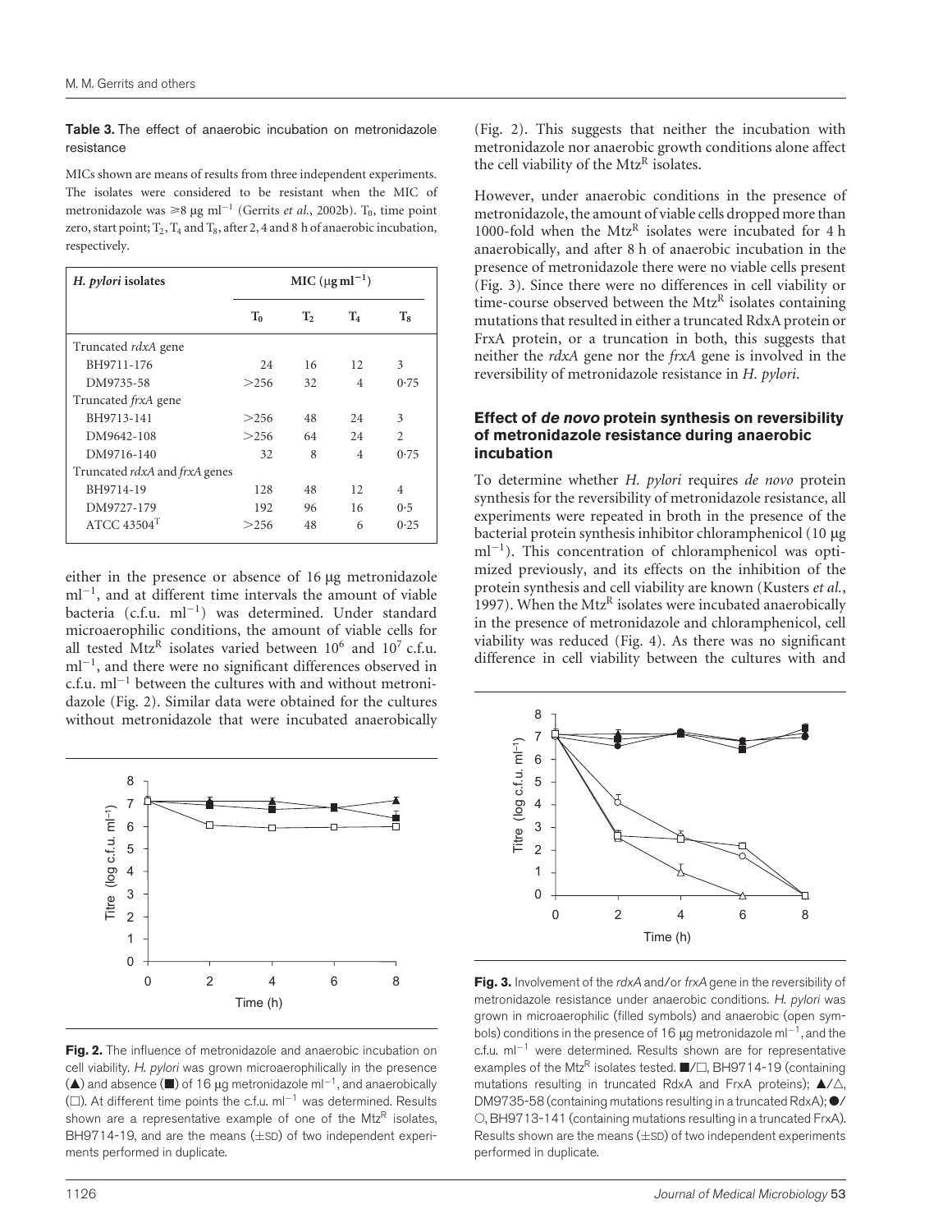**Table 3.** The effect of anaerobic incubation on metronidazole resistance

MICs shown are means of results from three independent experiments. The isolates were considered to be resistant when the MIC of metronidazole was ≥8 μg ml$^{-1}$ (Gerrits *et al.*, 2002b). $T_0$, time point zero, start point; $T_2$, $T_4$ and $T_8$, after 2, 4 and 8 h of anaerobic incubation, respectively.

| *H. pylori* isolates | MIC (μg ml$^{-1}$) | | | |
|---|---|---|---|---|
| | $T_0$ | $T_2$ | $T_4$ | $T_8$ |
| Truncated *rdxA* gene | | | | |
| BH9711-176 | 24 | 16 | 12 | 3 |
| DM9735-58 | >256 | 32 | 4 | 0·75 |
| Truncated *frxA* gene | | | | |
| BH9713-141 | >256 | 48 | 24 | 3 |
| DM9642-108 | >256 | 64 | 24 | 2 |
| DM9716-140 | 32 | 8 | 4 | 0·75 |
| Truncated *rdxA* and *frxA* genes | | | | |
| BH9714-19 | 128 | 48 | 12 | 4 |
| DM9727-179 | 192 | 96 | 16 | 0·5 |
| ATCC 43504$^T$ | >256 | 48 | 6 | 0·25 |

either in the presence or absence of 16 μg metronidazole ml$^{-1}$, and at different time intervals the amount of viable bacteria (c.f.u. ml$^{-1}$) was determined. Under standard microaerophilic conditions, the amount of viable cells for all tested Mtz$^R$ isolates varied between $10^6$ and $10^7$ c.f.u. ml$^{-1}$, and there were no significant differences observed in c.f.u. ml$^{-1}$ between the cultures with and without metronidazole (Fig. 2). Similar data were obtained for the cultures without metronidazole that were incubated anaerobically (Fig. 2). This suggests that neither the incubation with metronidazole nor anaerobic growth conditions alone affect the cell viability of the Mtz$^R$ isolates.

**Fig. 2.** The influence of metronidazole and anaerobic incubation on cell viability. *H. pylori* was grown microaerophilically in the presence (▲) and absence (■) of 16 μg metronidazole ml$^{-1}$, and anaerobically (□). At different time points the c.f.u. ml$^{-1}$ was determined. Results shown are a representative example of one of the Mtz$^R$ isolates, BH9714-19, and are the means (±SD) of two independent experiments performed in duplicate.

However, under anaerobic conditions in the presence of metronidazole, the amount of viable cells dropped more than 1000-fold when the Mtz$^R$ isolates were incubated for 4 h anaerobically, and after 8 h of anaerobic incubation in the presence of metronidazole there were no viable cells present (Fig. 3). Since there were no differences in cell viability or time-course observed between the Mtz$^R$ isolates containing mutations that resulted in either a truncated RdxA protein or FrxA protein, or a truncation in both, this suggests that neither the *rdxA* gene nor the *frxA* gene is involved in the reversibility of metronidazole resistance in *H. pylori*.

### Effect of *de novo* protein synthesis on reversibility of metronidazole resistance during anaerobic incubation

To determine whether *H. pylori* requires *de novo* protein synthesis for the reversibility of metronidazole resistance, all experiments were repeated in broth in the presence of the bacterial protein synthesis inhibitor chloramphenicol (10 μg ml$^{-1}$). This concentration of chloramphenicol was optimized previously, and its effects on the inhibition of the protein synthesis and cell viability are known (Kusters *et al.*, 1997). When the Mtz$^R$ isolates were incubated anaerobically in the presence of metronidazole and chloramphenicol, cell viability was reduced (Fig. 4). As there was no significant difference in cell viability between the cultures with and

**Fig. 3.** Involvement of the *rdxA* and/or *frxA* gene in the reversibility of metronidazole resistance under anaerobic conditions. *H. pylori* was grown in microaerophilic (filled symbols) and anaerobic (open symbols) conditions in the presence of 16 μg metronidazole ml$^{-1}$, and the c.f.u. ml$^{-1}$ were determined. Results shown are for representative examples of the Mtz$^R$ isolates tested. ■/□, BH9714-19 (containing mutations resulting in truncated RdxA and FrxA proteins); ▲/△, DM9735-58 (containing mutations resulting in a truncated RdxA); ●/○, BH9713-141 (containing mutations resulting in a truncated FrxA). Results shown are the means (±SD) of two independent experiments performed in duplicate.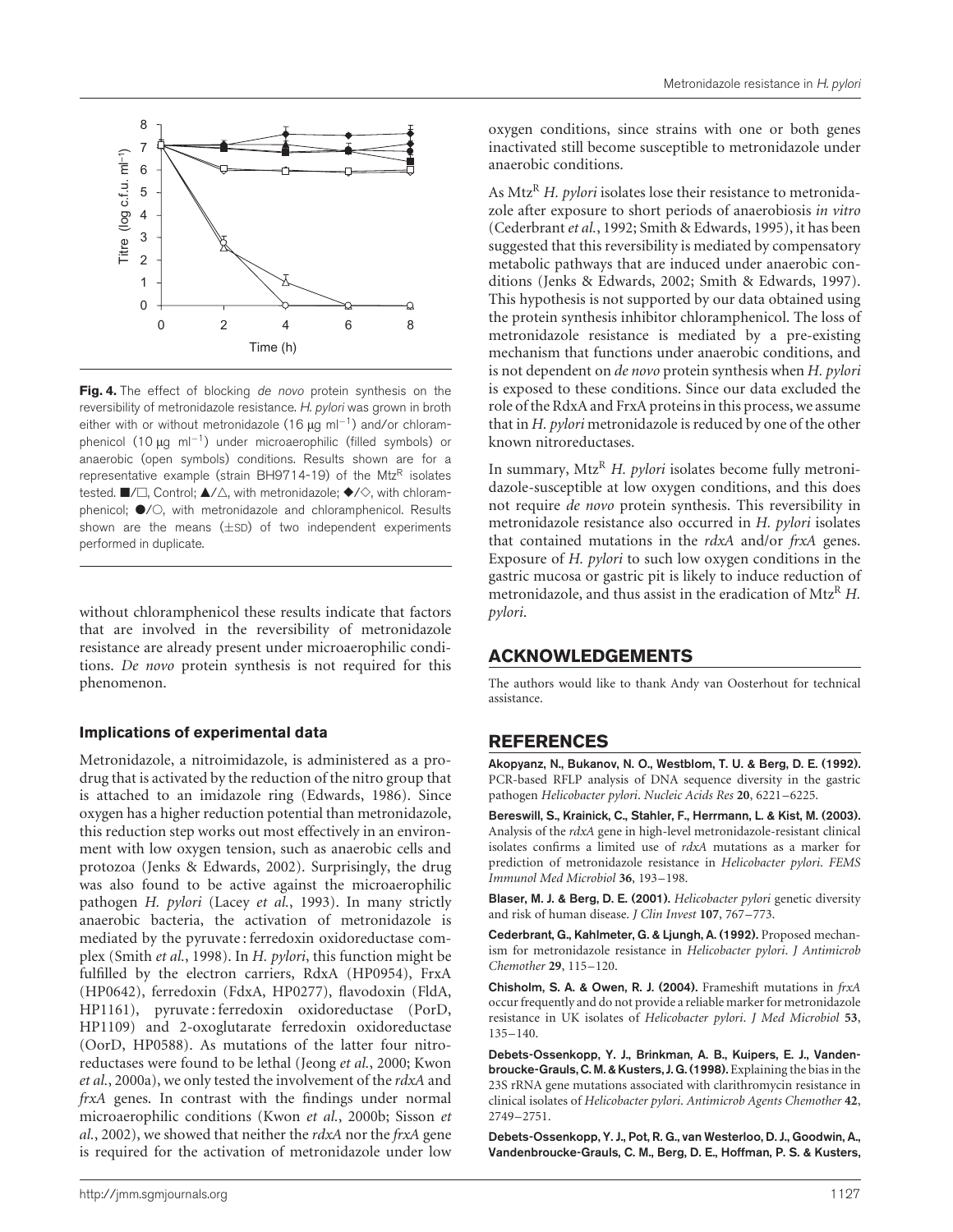**Fig. 4.** The effect of blocking *de novo* protein synthesis on the reversibility of metronidazole resistance. *H. pylori* was grown in broth either with or without metronidazole (16 μg ml$^{-1}$) and/or chloramphenicol (10 μg ml$^{-1}$) under microaerophilic (filled symbols) or anaerobic (open symbols) conditions. Results shown are for a representative example (strain BH9714-19) of the Mtz$^{R}$ isolates tested. ■/□, Control; ▲/△, with metronidazole; ◆/◇, with chloramphenicol; ●/○, with metronidazole and chloramphenicol. Results shown are the means (±SD) of two independent experiments performed in duplicate.

without chloramphenicol these results indicate that factors that are involved in the reversibility of metronidazole resistance are already present under microaerophilic conditions. *De novo* protein synthesis is not required for this phenomenon.

### Implications of experimental data

Metronidazole, a nitroimidazole, is administered as a prodrug that is activated by the reduction of the nitro group that is attached to an imidazole ring (Edwards, 1986). Since oxygen has a higher reduction potential than metronidazole, this reduction step works out most effectively in an environment with low oxygen tension, such as anaerobic cells and protozoa (Jenks & Edwards, 2002). Surprisingly, the drug was also found to be active against the microaerophilic pathogen *H. pylori* (Lacey *et al.*, 1993). In many strictly anaerobic bacteria, the activation of metronidazole is mediated by the pyruvate : ferredoxin oxidoreductase complex (Smith *et al.*, 1998). In *H. pylori*, this function might be fulfilled by the electron carriers, RdxA (HP0954), FrxA (HP0642), ferredoxin (FdxA, HP0277), flavodoxin (FldA, HP1161), pyruvate : ferredoxin oxidoreductase (PorD, HP1109) and 2-oxoglutarate ferredoxin oxidoreductase (OorD, HP0588). As mutations of the latter four nitroreductases were found to be lethal (Jeong *et al.*, 2000; Kwon *et al.*, 2000a), we only tested the involvement of the *rdxA* and *frxA* genes. In contrast with the findings under normal microaerophilic conditions (Kwon *et al.*, 2000b; Sisson *et al.*, 2002), we showed that neither the *rdxA* nor the *frxA* gene is required for the activation of metronidazole under low oxygen conditions, since strains with one or both genes inactivated still become susceptible to metronidazole under anaerobic conditions.

As Mtz$^{R}$ *H. pylori* isolates lose their resistance to metronidazole after exposure to short periods of anaerobiosis *in vitro* (Cederbrant *et al.*, 1992; Smith & Edwards, 1995), it has been suggested that this reversibility is mediated by compensatory metabolic pathways that are induced under anaerobic conditions (Jenks & Edwards, 2002; Smith & Edwards, 1997). This hypothesis is not supported by our data obtained using the protein synthesis inhibitor chloramphenicol. The loss of metronidazole resistance is mediated by a pre-existing mechanism that functions under anaerobic conditions, and is not dependent on *de novo* protein synthesis when *H. pylori* is exposed to these conditions. Since our data excluded the role of the RdxA and FrxA proteins in this process, we assume that in *H. pylori* metronidazole is reduced by one of the other known nitroreductases.

In summary, Mtz$^{R}$ *H. pylori* isolates become fully metronidazole-susceptible at low oxygen conditions, and this does not require *de novo* protein synthesis. This reversibility in metronidazole resistance also occurred in *H. pylori* isolates that contained mutations in the *rdxA* and/or *frxA* genes. Exposure of *H. pylori* to such low oxygen conditions in the gastric mucosa or gastric pit is likely to induce reduction of metronidazole, and thus assist in the eradication of Mtz$^{R}$ *H. pylori*.

## ACKNOWLEDGEMENTS

The authors would like to thank Andy van Oosterhout for technical assistance.

## REFERENCES

**Akopyanz, N., Bukanov, N. O., Westblom, T. U. & Berg, D. E. (1992).** PCR-based RFLP analysis of DNA sequence diversity in the gastric pathogen *Helicobacter pylori*. *Nucleic Acids Res* **20**, 6221–6225.

**Bereswill, S., Krainick, C., Stahler, F., Herrmann, L. & Kist, M. (2003).** Analysis of the *rdxA* gene in high-level metronidazole-resistant clinical isolates confirms a limited use of *rdxA* mutations as a marker for prediction of metronidazole resistance in *Helicobacter pylori*. *FEMS Immunol Med Microbiol* **36**, 193–198.

**Blaser, M. J. & Berg, D. E. (2001).** *Helicobacter pylori* genetic diversity and risk of human disease. *J Clin Invest* **107**, 767–773.

**Cederbrant, G., Kahlmeter, G. & Ljungh, A. (1992).** Proposed mechanism for metronidazole resistance in *Helicobacter pylori*. *J Antimicrob Chemother* **29**, 115–120.

**Chisholm, S. A. & Owen, R. J. (2004).** Frameshift mutations in *frxA* occur frequently and do not provide a reliable marker for metronidazole resistance in UK isolates of *Helicobacter pylori*. *J Med Microbiol* **53**, 135–140.

**Debets-Ossenkopp, Y. J., Brinkman, A. B., Kuipers, E. J., Vandenbroucke-Grauls, C. M. & Kusters, J. G. (1998).** Explaining the bias in the 23S rRNA gene mutations associated with clarithromycin resistance in clinical isolates of *Helicobacter pylori*. *Antimicrob Agents Chemother* **42**, 2749–2751.

**Debets-Ossenkopp, Y. J., Pot, R. G., van Westerloo, D. J., Goodwin, A., Vandenbroucke-Grauls, C. M., Berg, D. E., Hoffman, P. S. & Kusters,**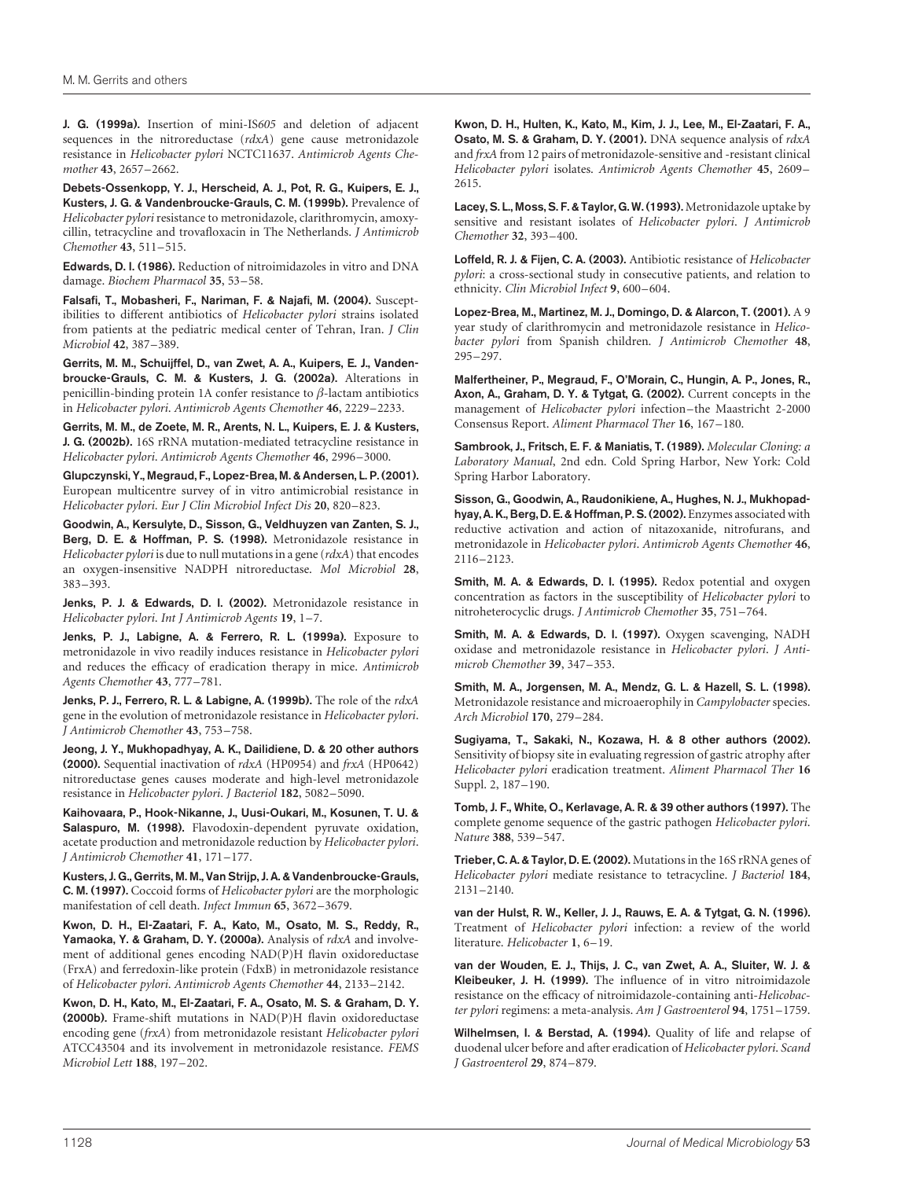**J. G. (1999a).** Insertion of mini-IS*605* and deletion of adjacent sequences in the nitroreductase (*rdxA*) gene cause metronidazole resistance in *Helicobacter pylori* NCTC11637. *Antimicrob Agents Chemother* **43**, 2657–2662.

**Debets-Ossenkopp, Y. J., Herscheid, A. J., Pot, R. G., Kuipers, E. J., Kusters, J. G. & Vandenbroucke-Grauls, C. M. (1999b).** Prevalence of *Helicobacter pylori* resistance to metronidazole, clarithromycin, amoxycillin, tetracycline and trovafloxacin in The Netherlands. *J Antimicrob Chemother* **43**, 511–515.

**Edwards, D. I. (1986).** Reduction of nitroimidazoles in vitro and DNA damage. *Biochem Pharmacol* **35**, 53–58.

**Falsafi, T., Mobasheri, F., Nariman, F. & Najafi, M. (2004).** Susceptibilities to different antibiotics of *Helicobacter pylori* strains isolated from patients at the pediatric medical center of Tehran, Iran. *J Clin Microbiol* **42**, 387–389.

**Gerrits, M. M., Schuijffel, D., van Zwet, A. A., Kuipers, E. J., Vandenbroucke-Grauls, C. M. & Kusters, J. G. (2002a).** Alterations in penicillin-binding protein 1A confer resistance to $\beta$-lactam antibiotics in *Helicobacter pylori*. *Antimicrob Agents Chemother* **46**, 2229–2233.

**Gerrits, M. M., de Zoete, M. R., Arents, N. L., Kuipers, E. J. & Kusters, J. G. (2002b).** 16S rRNA mutation-mediated tetracycline resistance in *Helicobacter pylori*. *Antimicrob Agents Chemother* **46**, 2996–3000.

**Glupczynski, Y., Megraud, F., Lopez-Brea, M. & Andersen, L. P. (2001).** European multicentre survey of in vitro antimicrobial resistance in *Helicobacter pylori*. *Eur J Clin Microbiol Infect Dis* **20**, 820–823.

**Goodwin, A., Kersulyte, D., Sisson, G., Veldhuyzen van Zanten, S. J., Berg, D. E. & Hoffman, P. S. (1998).** Metronidazole resistance in *Helicobacter pylori* is due to null mutations in a gene (*rdxA*) that encodes an oxygen-insensitive NADPH nitroreductase. *Mol Microbiol* **28**, 383–393.

**Jenks, P. J. & Edwards, D. I. (2002).** Metronidazole resistance in *Helicobacter pylori*. *Int J Antimicrob Agents* **19**, 1–7.

**Jenks, P. J., Labigne, A. & Ferrero, R. L. (1999a).** Exposure to metronidazole in vivo readily induces resistance in *Helicobacter pylori* and reduces the efficacy of eradication therapy in mice. *Antimicrob Agents Chemother* **43**, 777–781.

**Jenks, P. J., Ferrero, R. L. & Labigne, A. (1999b).** The role of the *rdxA* gene in the evolution of metronidazole resistance in *Helicobacter pylori*. *J Antimicrob Chemother* **43**, 753–758.

**Jeong, J. Y., Mukhopadhyay, A. K., Dailidiene, D. & 20 other authors (2000).** Sequential inactivation of *rdxA* (HP0954) and *frxA* (HP0642) nitroreductase genes causes moderate and high-level metronidazole resistance in *Helicobacter pylori*. *J Bacteriol* **182**, 5082–5090.

**Kaihovaara, P., Hook-Nikanne, J., Uusi-Oukari, M., Kosunen, T. U. & Salaspuro, M. (1998).** Flavodoxin-dependent pyruvate oxidation, acetate production and metronidazole reduction by *Helicobacter pylori*. *J Antimicrob Chemother* **41**, 171–177.

**Kusters, J. G., Gerrits, M. M., Van Strijp, J. A. & Vandenbroucke-Grauls, C. M. (1997).** Coccoid forms of *Helicobacter pylori* are the morphologic manifestation of cell death. *Infect Immun* **65**, 3672–3679.

**Kwon, D. H., El-Zaatari, F. A., Kato, M., Osato, M. S., Reddy, R., Yamaoka, Y. & Graham, D. Y. (2000a).** Analysis of *rdxA* and involvement of additional genes encoding NAD(P)H flavin oxidoreductase (FrxA) and ferredoxin-like protein (FdxB) in metronidazole resistance of *Helicobacter pylori*. *Antimicrob Agents Chemother* **44**, 2133–2142.

**Kwon, D. H., Kato, M., El-Zaatari, F. A., Osato, M. S. & Graham, D. Y. (2000b).** Frame-shift mutations in NAD(P)H flavin oxidoreductase encoding gene (*frxA*) from metronidazole resistant *Helicobacter pylori* ATCC43504 and its involvement in metronidazole resistance. *FEMS Microbiol Lett* **188**, 197–202.

**Kwon, D. H., Hulten, K., Kato, M., Kim, J. J., Lee, M., El-Zaatari, F. A., Osato, M. S. & Graham, D. Y. (2001).** DNA sequence analysis of *rdxA* and *frxA* from 12 pairs of metronidazole-sensitive and -resistant clinical *Helicobacter pylori* isolates. *Antimicrob Agents Chemother* **45**, 2609–2615.

**Lacey, S. L., Moss, S. F. & Taylor, G. W. (1993).** Metronidazole uptake by sensitive and resistant isolates of *Helicobacter pylori*. *J Antimicrob Chemother* **32**, 393–400.

**Loffeld, R. J. & Fijen, C. A. (2003).** Antibiotic resistance of *Helicobacter pylori*: a cross-sectional study in consecutive patients, and relation to ethnicity. *Clin Microbiol Infect* **9**, 600–604.

**Lopez-Brea, M., Martinez, M. J., Domingo, D. & Alarcon, T. (2001).** A 9 year study of clarithromycin and metronidazole resistance in *Helicobacter pylori* from Spanish children. *J Antimicrob Chemother* **48**, 295–297.

**Malfertheiner, P., Megraud, F., O'Morain, C., Hungin, A. P., Jones, R., Axon, A., Graham, D. Y. & Tytgat, G. (2002).** Current concepts in the management of *Helicobacter pylori* infection–the Maastricht 2-2000 Consensus Report. *Aliment Pharmacol Ther* **16**, 167–180.

**Sambrook, J., Fritsch, E. F. & Maniatis, T. (1989).** *Molecular Cloning: a Laboratory Manual*, 2nd edn. Cold Spring Harbor, New York: Cold Spring Harbor Laboratory.

**Sisson, G., Goodwin, A., Raudonikiene, A., Hughes, N. J., Mukhopadhyay, A. K., Berg, D. E. & Hoffman, P. S. (2002).** Enzymes associated with reductive activation and action of nitazoxanide, nitrofurans, and metronidazole in *Helicobacter pylori*. *Antimicrob Agents Chemother* **46**, 2116–2123.

**Smith, M. A. & Edwards, D. I. (1995).** Redox potential and oxygen concentration as factors in the susceptibility of *Helicobacter pylori* to nitroheterocyclic drugs. *J Antimicrob Chemother* **35**, 751–764.

**Smith, M. A. & Edwards, D. I. (1997).** Oxygen scavenging, NADH oxidase and metronidazole resistance in *Helicobacter pylori*. *J Antimicrob Chemother* **39**, 347–353.

**Smith, M. A., Jorgensen, M. A., Mendz, G. L. & Hazell, S. L. (1998).** Metronidazole resistance and microaerophily in *Campylobacter* species. *Arch Microbiol* **170**, 279–284.

**Sugiyama, T., Sakaki, N., Kozawa, H. & 8 other authors (2002).** Sensitivity of biopsy site in evaluating regression of gastric atrophy after *Helicobacter pylori* eradication treatment. *Aliment Pharmacol Ther* **16** Suppl. 2, 187–190.

**Tomb, J. F., White, O., Kerlavage, A. R. & 39 other authors (1997).** The complete genome sequence of the gastric pathogen *Helicobacter pylori*. *Nature* **388**, 539–547.

**Trieber, C. A. & Taylor, D. E. (2002).** Mutations in the 16S rRNA genes of *Helicobacter pylori* mediate resistance to tetracycline. *J Bacteriol* **184**, 2131–2140.

**van der Hulst, R. W., Keller, J. J., Rauws, E. A. & Tytgat, G. N. (1996).** Treatment of *Helicobacter pylori* infection: a review of the world literature. *Helicobacter* **1**, 6–19.

**van der Wouden, E. J., Thijs, J. C., van Zwet, A. A., Sluiter, W. J. & Kleibeuker, J. H. (1999).** The influence of in vitro nitroimidazole resistance on the efficacy of nitroimidazole-containing anti-*Helicobacter pylori* regimens: a meta-analysis. *Am J Gastroenterol* **94**, 1751–1759.

**Wilhelmsen, I. & Berstad, A. (1994).** Quality of life and relapse of duodenal ulcer before and after eradication of *Helicobacter pylori*. *Scand J Gastroenterol* **29**, 874–879.